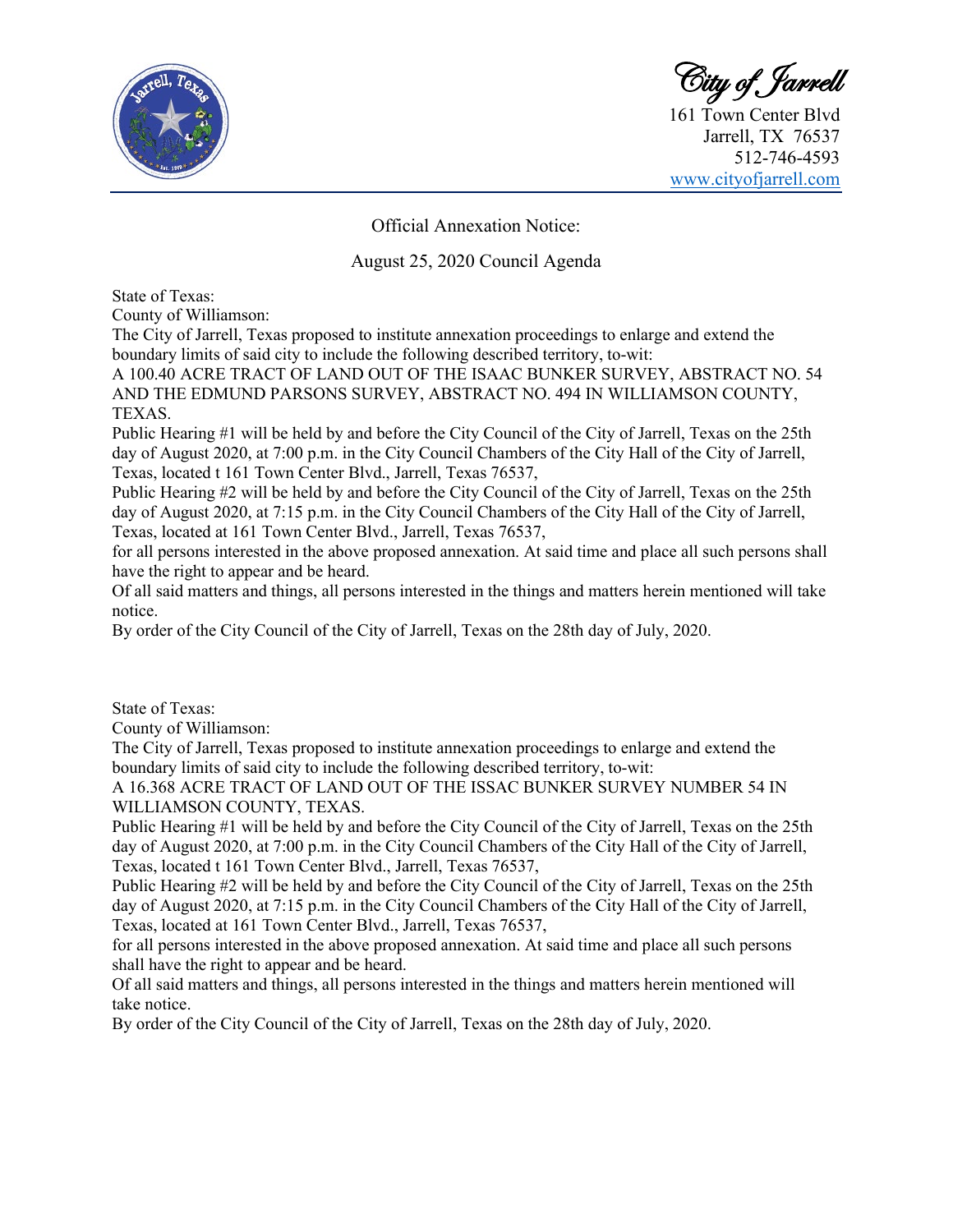City of Jarrell
161 Town Center Blvd
Jarrell, TX 76537
512-746-4593
www.cityofjarrell.com

Official Annexation Notice:

August 25, 2020 Council Agenda

State of Texas:
County of Williamson:
The City of Jarrell, Texas proposed to institute annexation proceedings to enlarge and extend the boundary limits of said city to include the following described territory, to-wit:
A 100.40 ACRE TRACT OF LAND OUT OF THE ISAAC BUNKER SURVEY, ABSTRACT NO. 54 AND THE EDMUND PARSONS SURVEY, ABSTRACT NO. 494 IN WILLIAMSON COUNTY, TEXAS.
Public Hearing #1 will be held by and before the City Council of the City of Jarrell, Texas on the 25th day of August 2020, at 7:00 p.m. in the City Council Chambers of the City Hall of the City of Jarrell, Texas, located t 161 Town Center Blvd., Jarrell, Texas 76537,
Public Hearing #2 will be held by and before the City Council of the City of Jarrell, Texas on the 25th day of August 2020, at 7:15 p.m. in the City Council Chambers of the City Hall of the City of Jarrell, Texas, located at 161 Town Center Blvd., Jarrell, Texas 76537,
for all persons interested in the above proposed annexation. At said time and place all such persons shall have the right to appear and be heard.
Of all said matters and things, all persons interested in the things and matters herein mentioned will take notice.
By order of the City Council of the City of Jarrell, Texas on the 28th day of July, 2020.

State of Texas:
County of Williamson:
The City of Jarrell, Texas proposed to institute annexation proceedings to enlarge and extend the boundary limits of said city to include the following described territory, to-wit:
A 16.368 ACRE TRACT OF LAND OUT OF THE ISSAC BUNKER SURVEY NUMBER 54 IN WILLIAMSON COUNTY, TEXAS.
Public Hearing #1 will be held by and before the City Council of the City of Jarrell, Texas on the 25th day of August 2020, at 7:00 p.m. in the City Council Chambers of the City Hall of the City of Jarrell, Texas, located t 161 Town Center Blvd., Jarrell, Texas 76537,
Public Hearing #2 will be held by and before the City Council of the City of Jarrell, Texas on the 25th day of August 2020, at 7:15 p.m. in the City Council Chambers of the City Hall of the City of Jarrell, Texas, located at 161 Town Center Blvd., Jarrell, Texas 76537,
for all persons interested in the above proposed annexation. At said time and place all such persons shall have the right to appear and be heard.
Of all said matters and things, all persons interested in the things and matters herein mentioned will take notice.
By order of the City Council of the City of Jarrell, Texas on the 28th day of July, 2020.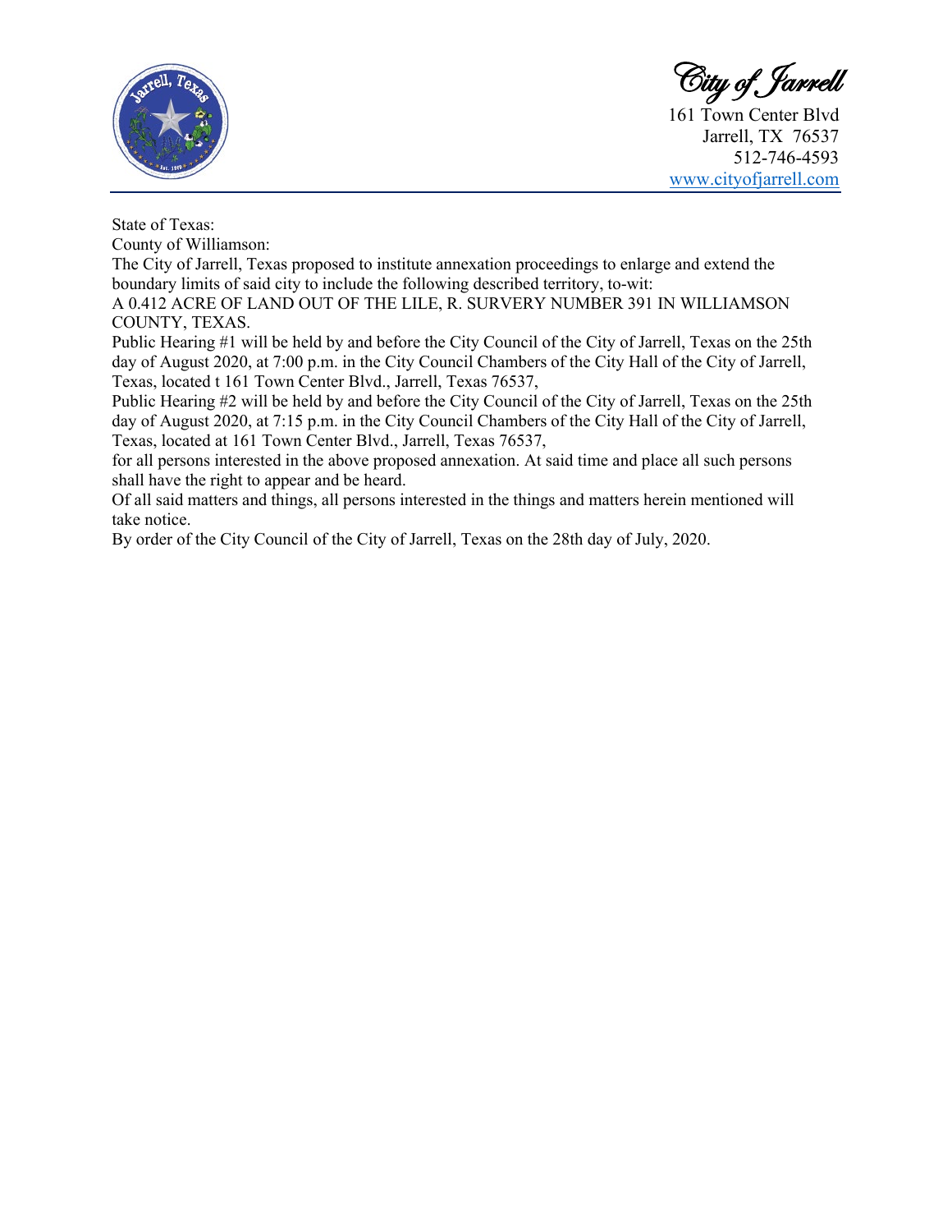City of Jarrell
161 Town Center Blvd
Jarrell, TX 76537
512-746-4593
www.cityofjarrell.com

State of Texas:
County of Williamson:
The City of Jarrell, Texas proposed to institute annexation proceedings to enlarge and extend the boundary limits of said city to include the following described territory, to-wit:
A 0.412 ACRE OF LAND OUT OF THE LILE, R. SURVERY NUMBER 391 IN WILLIAMSON COUNTY, TEXAS.
Public Hearing #1 will be held by and before the City Council of the City of Jarrell, Texas on the 25th day of August 2020, at 7:00 p.m. in the City Council Chambers of the City Hall of the City of Jarrell, Texas, located t 161 Town Center Blvd., Jarrell, Texas 76537,
Public Hearing #2 will be held by and before the City Council of the City of Jarrell, Texas on the 25th day of August 2020, at 7:15 p.m. in the City Council Chambers of the City Hall of the City of Jarrell, Texas, located at 161 Town Center Blvd., Jarrell, Texas 76537,
for all persons interested in the above proposed annexation. At said time and place all such persons shall have the right to appear and be heard.
Of all said matters and things, all persons interested in the things and matters herein mentioned will take notice.
By order of the City Council of the City of Jarrell, Texas on the 28th day of July, 2020.